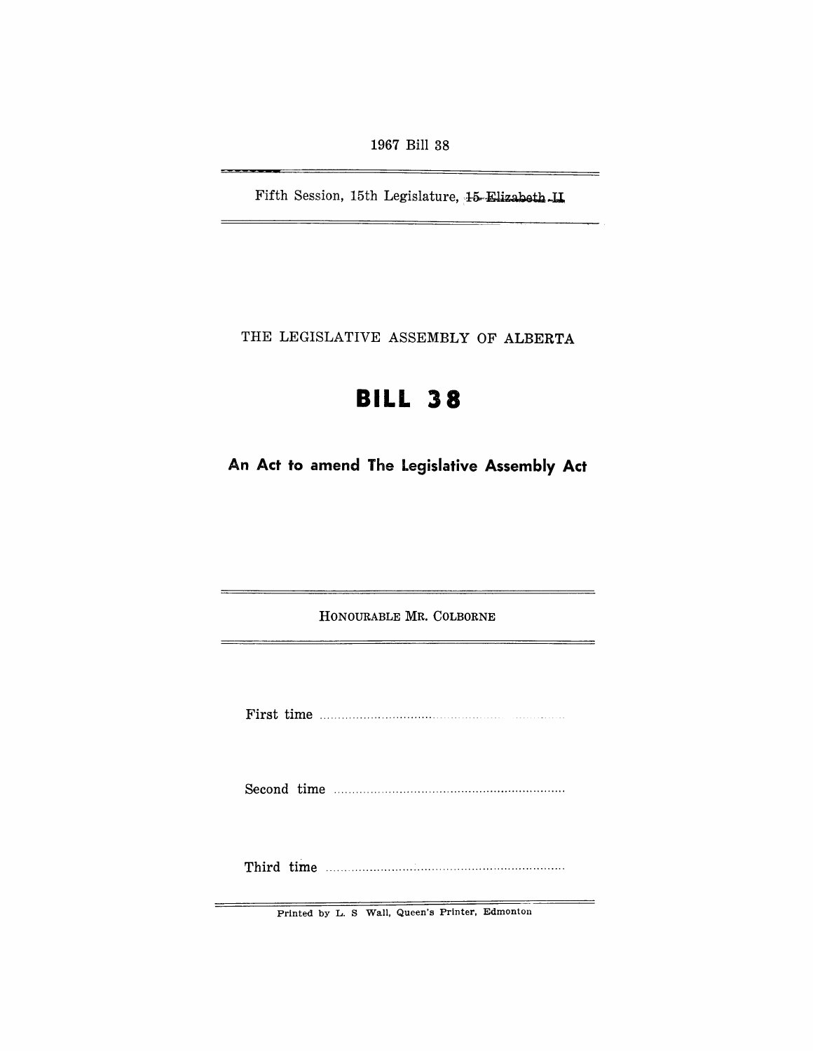1967 Bill 38

Fifth Session, 15th Legislature, 15 Elizabeth II

THE LEGISLATIVE ASSEMBLY OF ALBERTA

# BILL 38

## An Act to amend The Legislative Assembly Act

HONOURABLE MR. COLBORNE

First time ..................................................

Second time ..................................................

Third time ..................................................

Printed by L. S Wall, Queen's Printer, Edmonton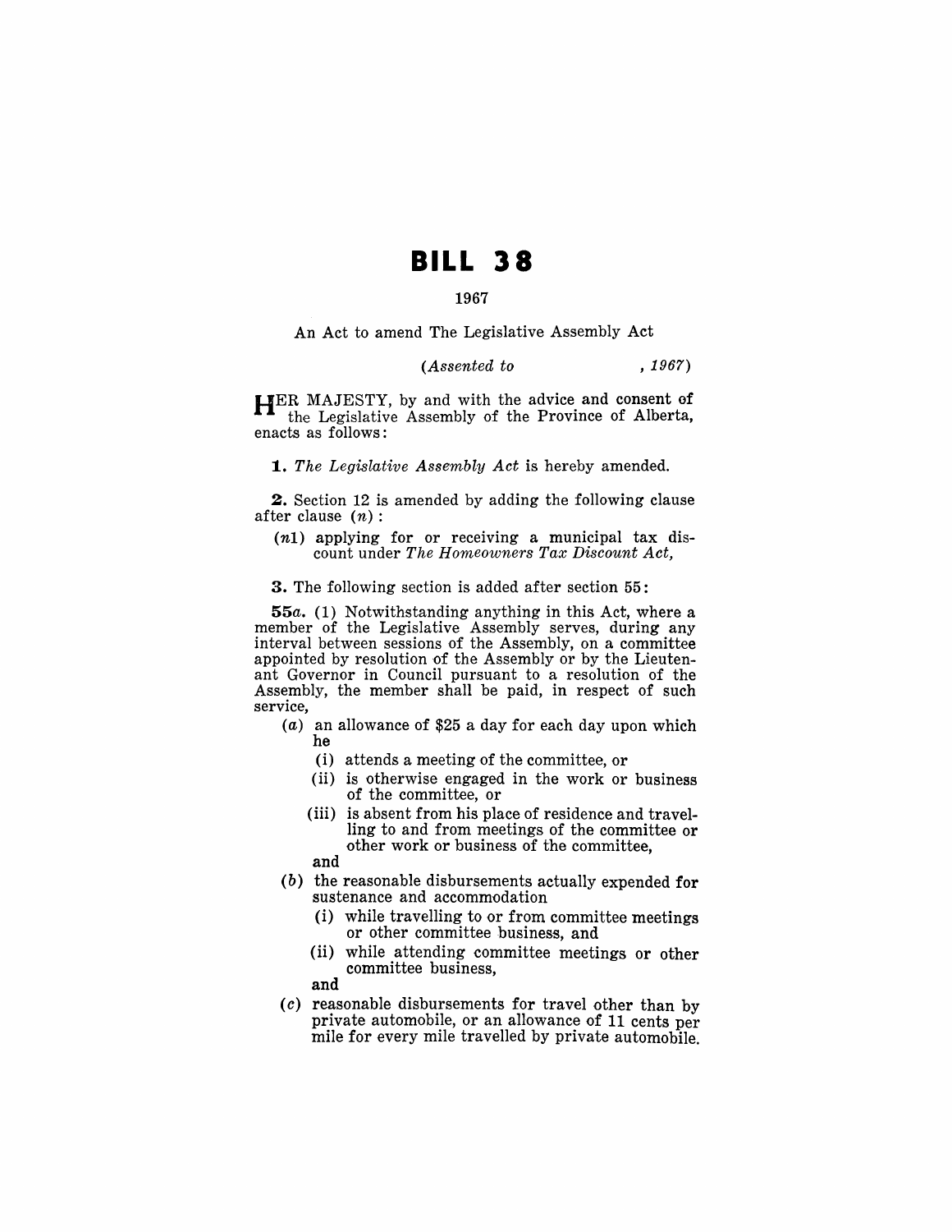# BILL 38

1967

An Act to amend The Legislative Assembly Act

*(Assented to , 1967)*

HER MAJESTY, by and with the advice and consent of the Legislative Assembly of the Province of Alberta, enacts as follows:

**1.** *The Legislative Assembly Act* is hereby amended.

**2.** Section 12 is amended by adding the following clause after clause (*n*):

(*n*1) applying for or receiving a municipal tax discount under *The Homeowners Tax Discount Act,*

**3.** The following section is added after section 55:

**55*a*.** (1) Notwithstanding anything in this Act, where a member of the Legislative Assembly serves, during any interval between sessions of the Assembly, on a committee appointed by resolution of the Assembly or by the Lieutenant Governor in Council pursuant to a resolution of the Assembly, the member shall be paid, in respect of such service,

(*a*) an allowance of $25 a day for each day upon which he

(i) attends a meeting of the committee, or

(ii) is otherwise engaged in the work or business of the committee, or

(iii) is absent from his place of residence and travelling to and from meetings of the committee or other work or business of the committee,

and

(*b*) the reasonable disbursements actually expended for sustenance and accommodation

(i) while travelling to or from committee meetings or other committee business, and

(ii) while attending committee meetings or other committee business,

and

(*c*) reasonable disbursements for travel other than by private automobile, or an allowance of 11 cents per mile for every mile travelled by private automobile.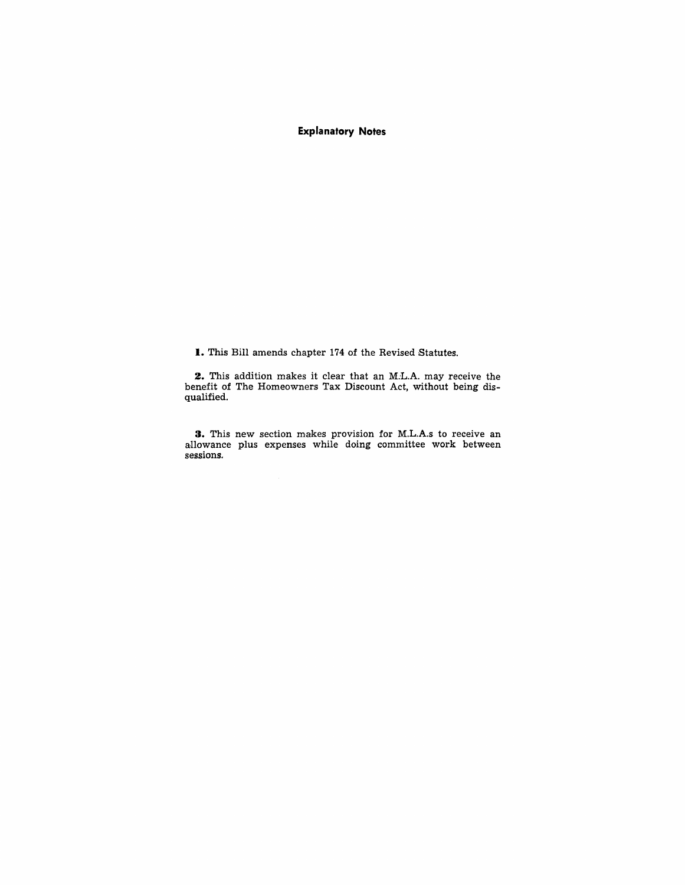## Explanatory Notes

**1.** This Bill amends chapter 174 of the Revised Statutes.

**2.** This addition makes it clear that an M.L.A. may receive the benefit of The Homeowners Tax Discount Act, without being disqualified.

**3.** This new section makes provision for M.L.A.s to receive an allowance plus expenses while doing committee work between sessions.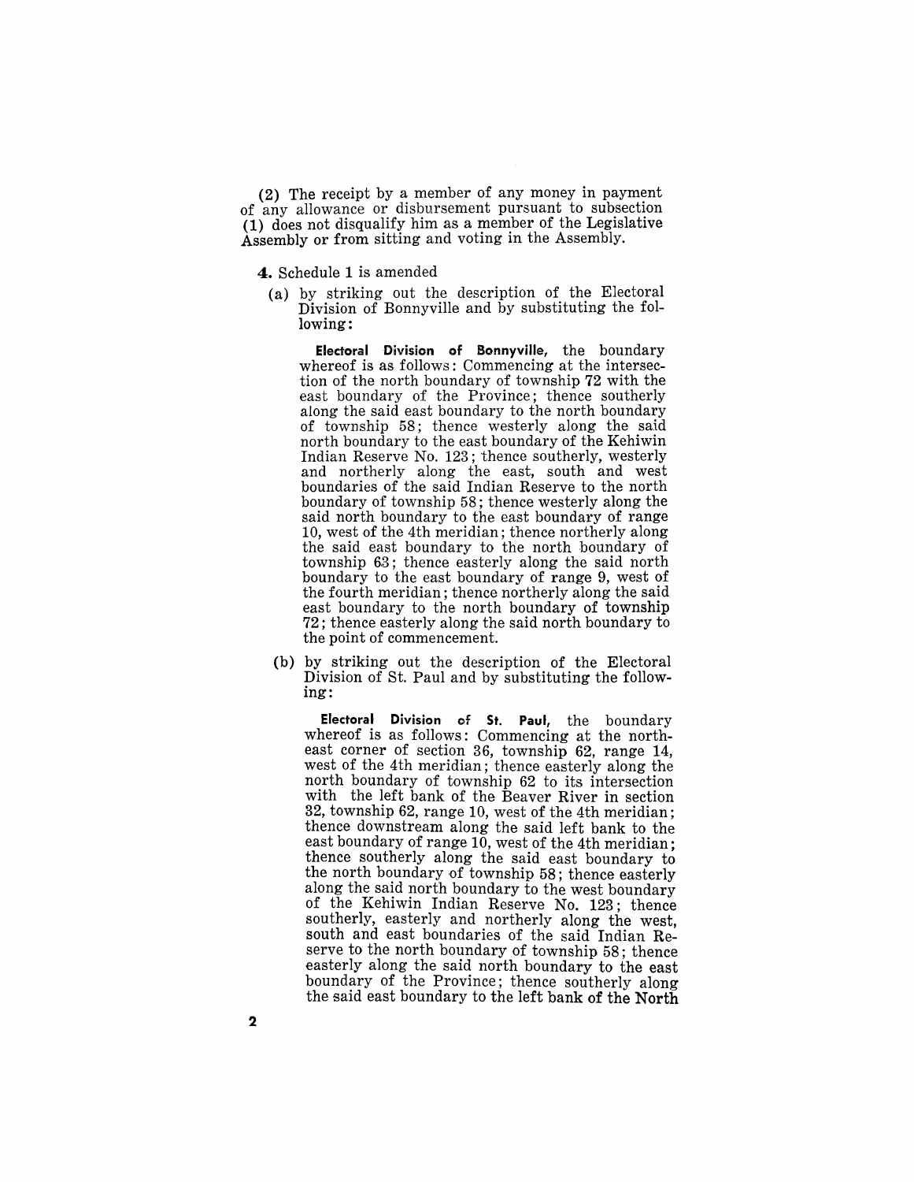(2) The receipt by a member of any money in payment of any allowance or disbursement pursuant to subsection (1) does not disqualify him as a member of the Legislative Assembly or from sitting and voting in the Assembly.

**4.** Schedule 1 is amended

(a) by striking out the description of the Electoral Division of Bonnyville and by substituting the following:

> **Electoral Division of Bonnyville,** the boundary whereof is as follows: Commencing at the intersection of the north boundary of township 72 with the east boundary of the Province; thence southerly along the said east boundary to the north boundary of township 58; thence westerly along the said north boundary to the east boundary of the Kehiwin Indian Reserve No. 123; thence southerly, westerly and northerly along the east, south and west boundaries of the said Indian Reserve to the north boundary of township 58; thence westerly along the said north boundary to the east boundary of range 10, west of the 4th meridian; thence northerly along the said east boundary to the north boundary of township 63; thence easterly along the said north boundary to the east boundary of range 9, west of the fourth meridian; thence northerly along the said east boundary to the north boundary of township 72; thence easterly along the said north boundary to the point of commencement.

(b) by striking out the description of the Electoral Division of St. Paul and by substituting the following:

> **Electoral Division of St. Paul,** the boundary whereof is as follows: Commencing at the northeast corner of section 36, township 62, range 14, west of the 4th meridian; thence easterly along the north boundary of township 62 to its intersection with the left bank of the Beaver River in section 32, township 62, range 10, west of the 4th meridian; thence downstream along the said left bank to the east boundary of range 10, west of the 4th meridian; thence southerly along the said east boundary to the north boundary of township 58; thence easterly along the said north boundary to the west boundary of the Kehiwin Indian Reserve No. 123; thence southerly, easterly and northerly along the west, south and east boundaries of the said Indian Reserve to the north boundary of township 58; thence easterly along the said north boundary to the east boundary of the Province; thence southerly along the said east boundary to the left bank of the North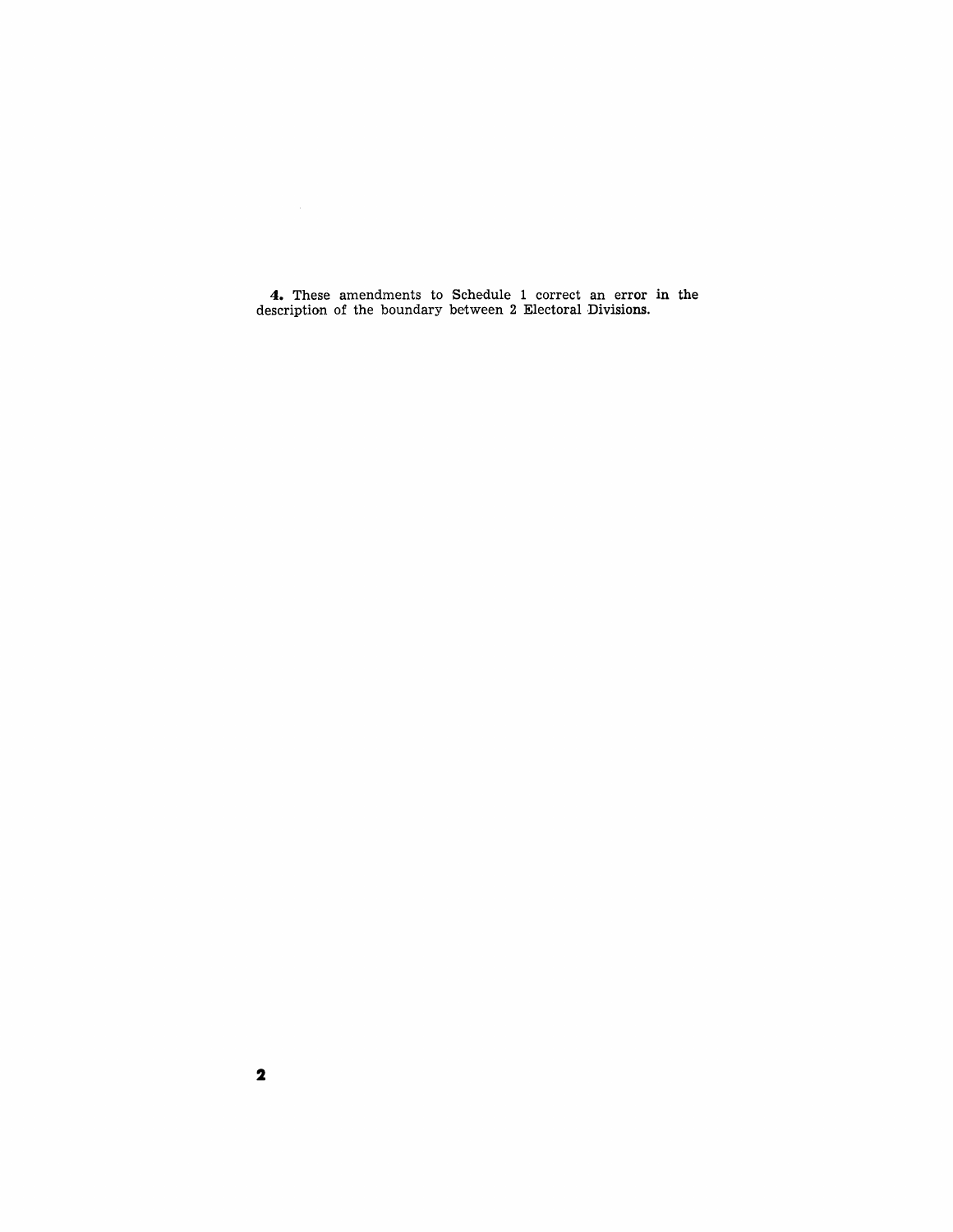**4.** These amendments to Schedule 1 correct an error in the description of the boundary between 2 Electoral Divisions.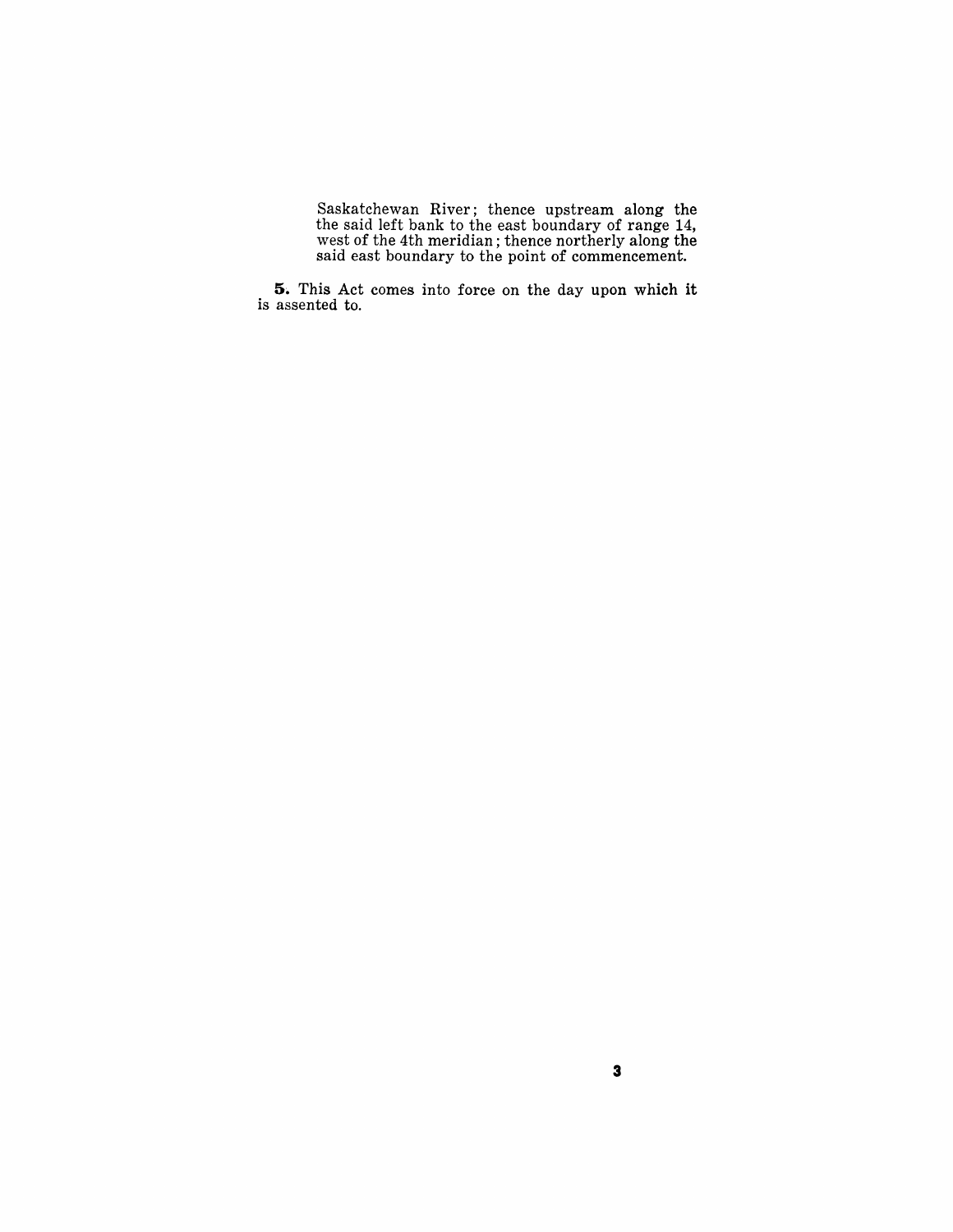Saskatchewan River; thence upstream along the the said left bank to the east boundary of range 14, west of the 4th meridian; thence northerly along the said east boundary to the point of commencement.

**5.** This Act comes into force on the day upon which it is assented to.